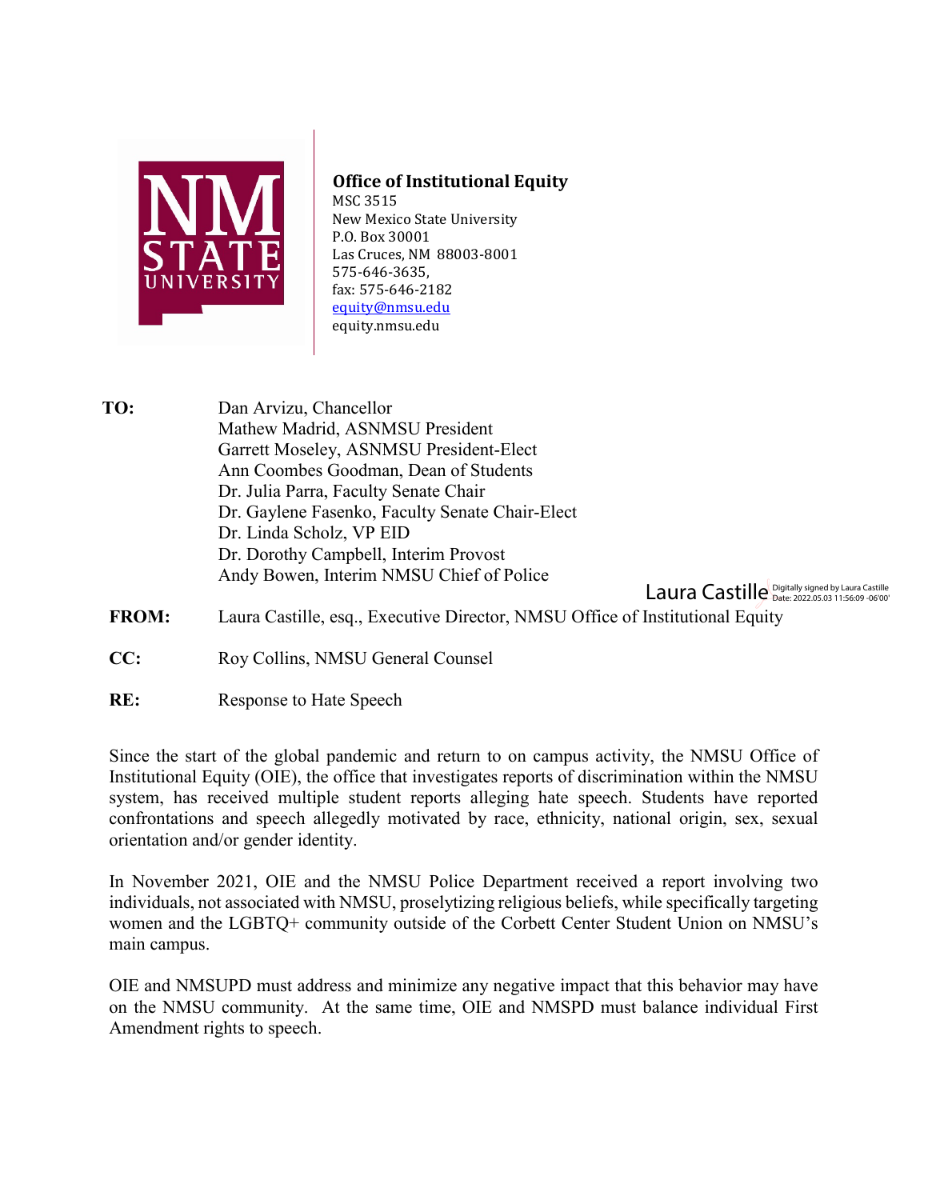**Office of Institutional Equity**
MSC 3515
New Mexico State University
P.O. Box 30001
Las Cruces, NM 88003-8001
575-646-3635,
fax: 575-646-2182
equity@nmsu.edu
equity.nmsu.edu

**TO:** Dan Arvizu, Chancellor
Mathew Madrid, ASNMSU President
Garrett Moseley, ASNMSU President-Elect
Ann Coombes Goodman, Dean of Students
Dr. Julia Parra, Faculty Senate Chair
Dr. Gaylene Fasenko, Faculty Senate Chair-Elect
Dr. Linda Scholz, VP EID
Dr. Dorothy Campbell, Interim Provost
Andy Bowen, Interim NMSU Chief of Police

Laura Castille Digitally signed by Laura Castille Date: 2022.05.03 11:56:09 -06'00'

**FROM:** Laura Castille, esq., Executive Director, NMSU Office of Institutional Equity

**CC:** Roy Collins, NMSU General Counsel

**RE:** Response to Hate Speech

Since the start of the global pandemic and return to on campus activity, the NMSU Office of Institutional Equity (OIE), the office that investigates reports of discrimination within the NMSU system, has received multiple student reports alleging hate speech. Students have reported confrontations and speech allegedly motivated by race, ethnicity, national origin, sex, sexual orientation and/or gender identity.

In November 2021, OIE and the NMSU Police Department received a report involving two individuals, not associated with NMSU, proselytizing religious beliefs, while specifically targeting women and the LGBTQ+ community outside of the Corbett Center Student Union on NMSU's main campus.

OIE and NMSUPD must address and minimize any negative impact that this behavior may have on the NMSU community. At the same time, OIE and NMSPD must balance individual First Amendment rights to speech.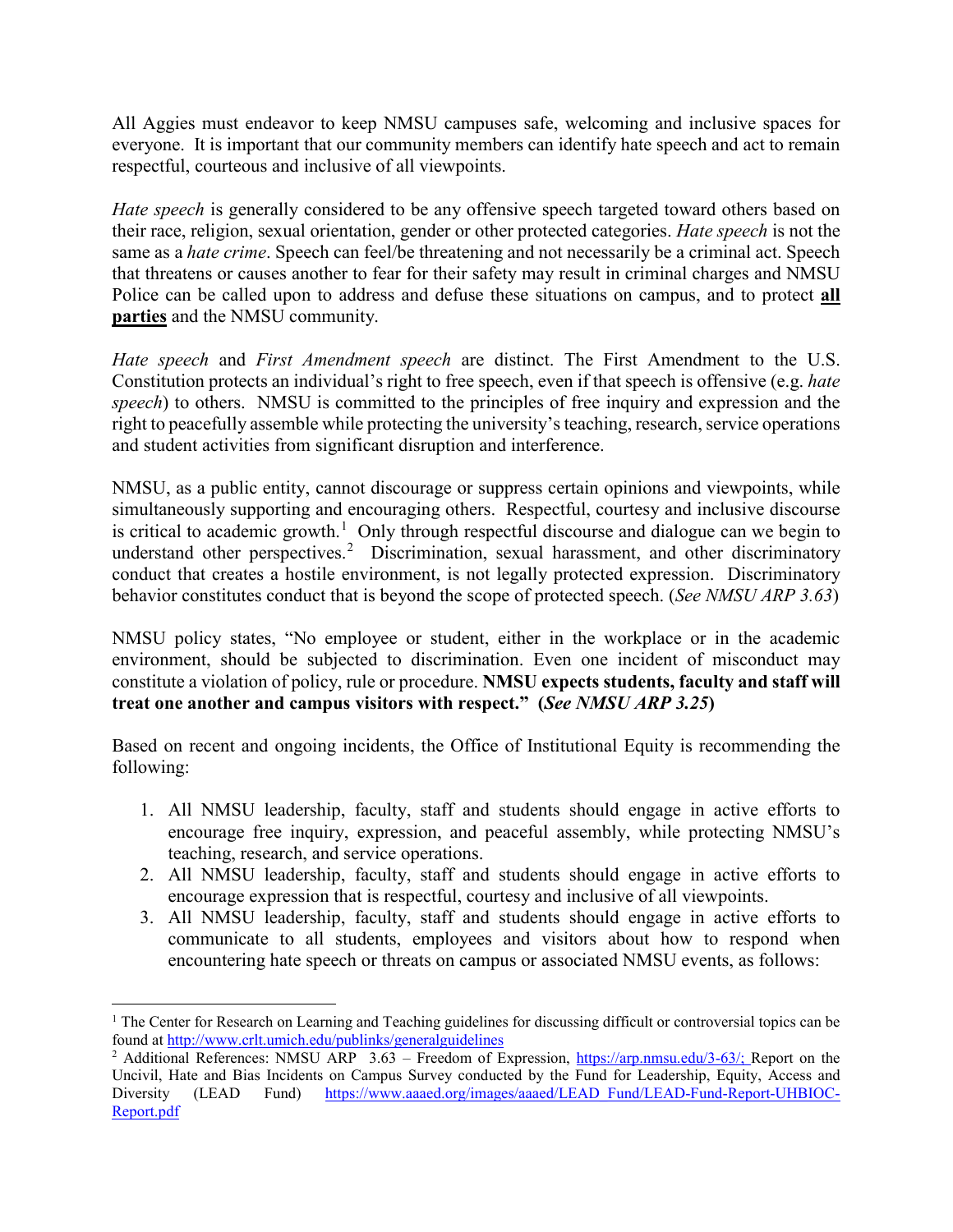All Aggies must endeavor to keep NMSU campuses safe, welcoming and inclusive spaces for everyone. It is important that our community members can identify hate speech and act to remain respectful, courteous and inclusive of all viewpoints.

*Hate speech* is generally considered to be any offensive speech targeted toward others based on their race, religion, sexual orientation, gender or other protected categories. *Hate speech* is not the same as a *hate crime*. Speech can feel/be threatening and not necessarily be a criminal act. Speech that threatens or causes another to fear for their safety may result in criminal charges and NMSU Police can be called upon to address and defuse these situations on campus, and to protect <u>**all parties**</u> and the NMSU community.

*Hate speech* and *First Amendment speech* are distinct. The First Amendment to the U.S. Constitution protects an individual's right to free speech, even if that speech is offensive (e.g. *hate speech*) to others. NMSU is committed to the principles of free inquiry and expression and the right to peacefully assemble while protecting the university's teaching, research, service operations and student activities from significant disruption and interference.

NMSU, as a public entity, cannot discourage or suppress certain opinions and viewpoints, while simultaneously supporting and encouraging others. Respectful, courtesy and inclusive discourse is critical to academic growth.[1] Only through respectful discourse and dialogue can we begin to understand other perspectives.[2] Discrimination, sexual harassment, and other discriminatory conduct that creates a hostile environment, is not legally protected expression. Discriminatory behavior constitutes conduct that is beyond the scope of protected speech. (*See NMSU ARP 3.63*)

NMSU policy states, "No employee or student, either in the workplace or in the academic environment, should be subjected to discrimination. Even one incident of misconduct may constitute a violation of policy, rule or procedure. **NMSU expects students, faculty and staff will treat one another and campus visitors with respect." (*See NMSU ARP 3.25*)**

Based on recent and ongoing incidents, the Office of Institutional Equity is recommending the following:

1. All NMSU leadership, faculty, staff and students should engage in active efforts to encourage free inquiry, expression, and peaceful assembly, while protecting NMSU's teaching, research, and service operations.
2. All NMSU leadership, faculty, staff and students should engage in active efforts to encourage expression that is respectful, courtesy and inclusive of all viewpoints.
3. All NMSU leadership, faculty, staff and students should engage in active efforts to communicate to all students, employees and visitors about how to respond when encountering hate speech or threats on campus or associated NMSU events, as follows:

---

[1] The Center for Research on Learning and Teaching guidelines for discussing difficult or controversial topics can be found at http://www.crlt.umich.edu/publinks/generalguidelines

[2] Additional References: NMSU ARP 3.63 – Freedom of Expression, https://arp.nmsu.edu/3-63/; Report on the Uncivil, Hate and Bias Incidents on Campus Survey conducted by the Fund for Leadership, Equity, Access and Diversity (LEAD Fund) https://www.aaaed.org/images/aaaed/LEAD_Fund/LEAD-Fund-Report-UHBIOC-Report.pdf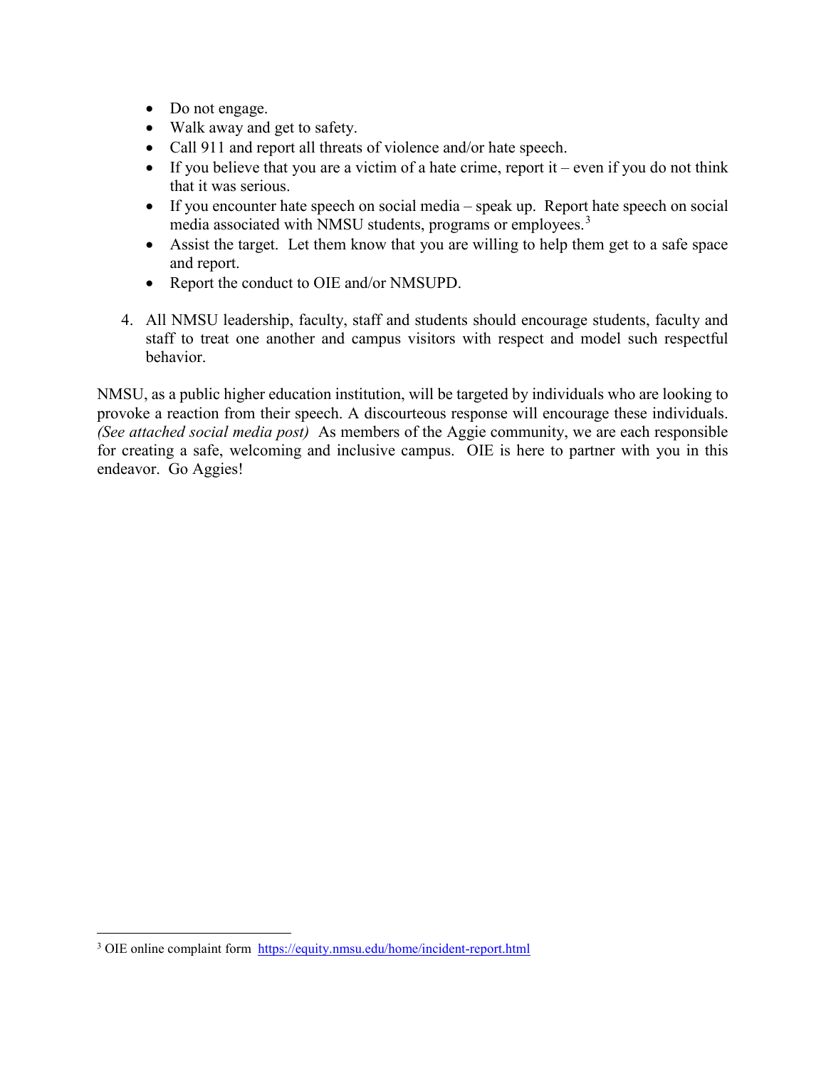- Do not engage.
- Walk away and get to safety.
- Call 911 and report all threats of violence and/or hate speech.
- If you believe that you are a victim of a hate crime, report it – even if you do not think that it was serious.
- If you encounter hate speech on social media – speak up. Report hate speech on social media associated with NMSU students, programs or employees.[3]
- Assist the target. Let them know that you are willing to help them get to a safe space and report.
- Report the conduct to OIE and/or NMSUPD.

4. All NMSU leadership, faculty, staff and students should encourage students, faculty and staff to treat one another and campus visitors with respect and model such respectful behavior.

NMSU, as a public higher education institution, will be targeted by individuals who are looking to provoke a reaction from their speech. A discourteous response will encourage these individuals. *(See attached social media post)* As members of the Aggie community, we are each responsible for creating a safe, welcoming and inclusive campus. OIE is here to partner with you in this endeavor. Go Aggies!

---

[3] OIE online complaint form https://equity.nmsu.edu/home/incident-report.html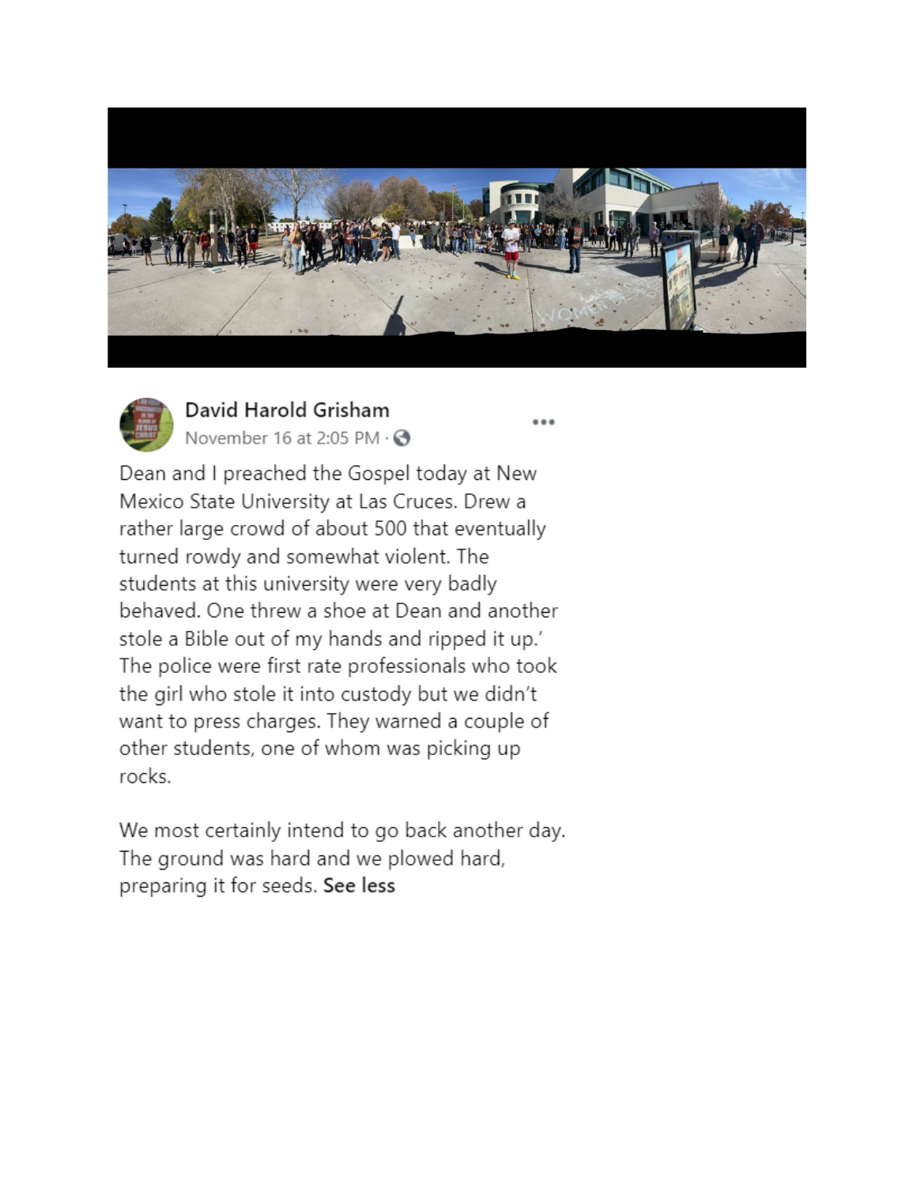David Harold Grisham

November 16 at 2:05 PM · 

Dean and I preached the Gospel today at New Mexico State University at Las Cruces. Drew a rather large crowd of about 500 that eventually turned rowdy and somewhat violent. The students at this university were very badly behaved. One threw a shoe at Dean and another stole a Bible out of my hands and ripped it up.' The police were first rate professionals who took the girl who stole it into custody but we didn't want to press charges. They warned a couple of other students, one of whom was picking up rocks.

We most certainly intend to go back another day. The ground was hard and we plowed hard, preparing it for seeds. **See less**